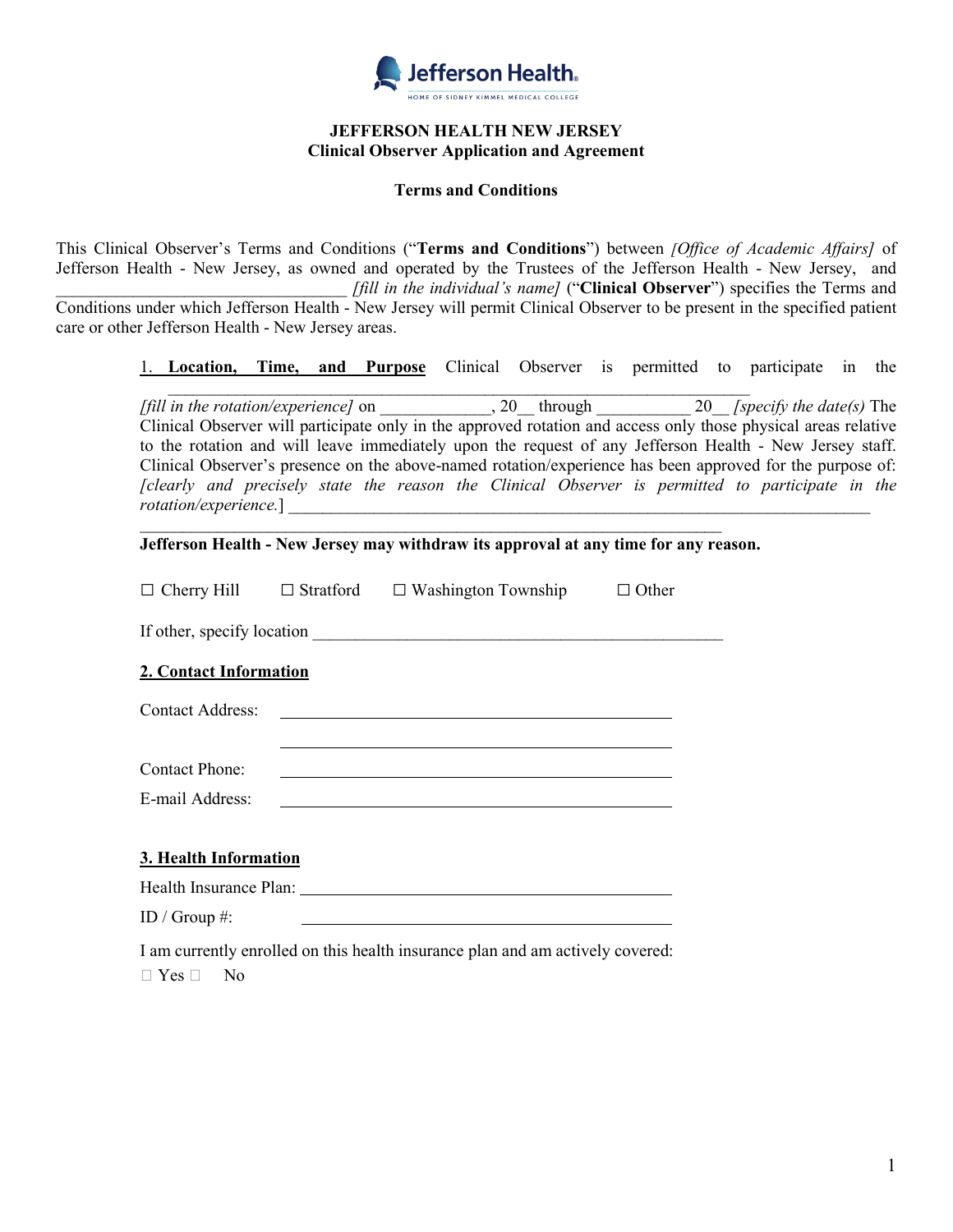Jefferson Health
HOME OF SIDNEY KIMMEL MEDICAL COLLEGE

**JEFFERSON HEALTH NEW JERSEY**
**Clinical Observer Application and Agreement**

**Terms and Conditions**

This Clinical Observer's Terms and Conditions ("**Terms and Conditions**") between *[Office of Academic Affairs]* of Jefferson Health - New Jersey, as owned and operated by the Trustees of the Jefferson Health - New Jersey, and \_\_\_\_\_\_\_\_\_\_\_\_\_\_\_\_\_\_\_\_\_\_\_\_\_\_\_\_\_\_\_\_\_\_ *[fill in the individual's name]* ("**Clinical Observer**") specifies the Terms and Conditions under which Jefferson Health - New Jersey will permit Clinical Observer to be present in the specified patient care or other Jefferson Health - New Jersey areas.

1. **Location, Time, and Purpose** Clinical Observer is permitted to participate in the \_\_\_\_\_\_\_\_\_\_\_\_\_\_\_\_\_\_\_\_\_\_\_\_\_\_\_\_\_\_\_\_\_\_\_\_\_\_\_\_\_\_\_\_\_\_\_\_\_\_\_\_\_\_\_\_\_\_\_\_\_\_\_\_ *[fill in the rotation/experience]* on \_\_\_\_\_\_\_\_\_\_\_\_\_, 20\_\_ through \_\_\_\_\_\_\_\_\_\_\_ 20\_\_ *[specify the date(s)* The Clinical Observer will participate only in the approved rotation and access only those physical areas relative to the rotation and will leave immediately upon the request of any Jefferson Health - New Jersey staff. Clinical Observer's presence on the above-named rotation/experience has been approved for the purpose of: *[clearly and precisely state the reason the Clinical Observer is permitted to participate in the rotation/experience.*] \_\_\_\_\_\_\_\_\_\_\_\_\_\_\_\_\_\_\_\_\_\_\_\_\_\_\_\_\_\_\_\_\_\_\_\_\_\_\_\_\_\_\_\_\_\_\_\_\_\_\_\_\_\_\_\_\_\_\_\_\_\_\_\_\_\_\_\_\_\_\_\_\_\_\_\_\_\_\_\_\_\_\_\_\_\_\_\_\_\_\_\_\_\_\_\_\_\_\_\_\_\_\_\_\_\_\_\_\_\_\_\_\_\_\_\_\_\_\_\_\_\_

**Jefferson Health - New Jersey may withdraw its approval at any time for any reason.**

☐ Cherry Hill ☐ Stratford ☐ Washington Township ☐ Other

If other, specify location \_\_\_\_\_\_\_\_\_\_\_\_\_\_\_\_\_\_\_\_\_\_\_\_\_\_\_\_\_\_\_\_\_\_\_\_\_\_\_\_\_\_\_\_\_\_\_\_

**2. Contact Information**

Contact Address: \_\_\_\_\_\_\_\_\_\_\_\_\_\_\_\_\_\_\_\_\_\_\_\_\_\_\_\_\_\_\_\_\_\_\_\_\_\_\_\_\_\_\_\_\_\_

\_\_\_\_\_\_\_\_\_\_\_\_\_\_\_\_\_\_\_\_\_\_\_\_\_\_\_\_\_\_\_\_\_\_\_\_\_\_\_\_\_\_\_\_\_\_

Contact Phone: \_\_\_\_\_\_\_\_\_\_\_\_\_\_\_\_\_\_\_\_\_\_\_\_\_\_\_\_\_\_\_\_\_\_\_\_\_\_\_\_\_\_\_\_\_\_

E-mail Address: \_\_\_\_\_\_\_\_\_\_\_\_\_\_\_\_\_\_\_\_\_\_\_\_\_\_\_\_\_\_\_\_\_\_\_\_\_\_\_\_\_\_\_\_\_\_

**3. Health Information**

Health Insurance Plan: \_\_\_\_\_\_\_\_\_\_\_\_\_\_\_\_\_\_\_\_\_\_\_\_\_\_\_\_\_\_\_\_\_\_\_\_\_\_\_\_\_\_\_\_\_\_

ID / Group #: \_\_\_\_\_\_\_\_\_\_\_\_\_\_\_\_\_\_\_\_\_\_\_\_\_\_\_\_\_\_\_\_\_\_\_\_\_\_\_\_\_\_\_\_\_\_

I am currently enrolled on this health insurance plan and am actively covered:

☐ Yes ☐ No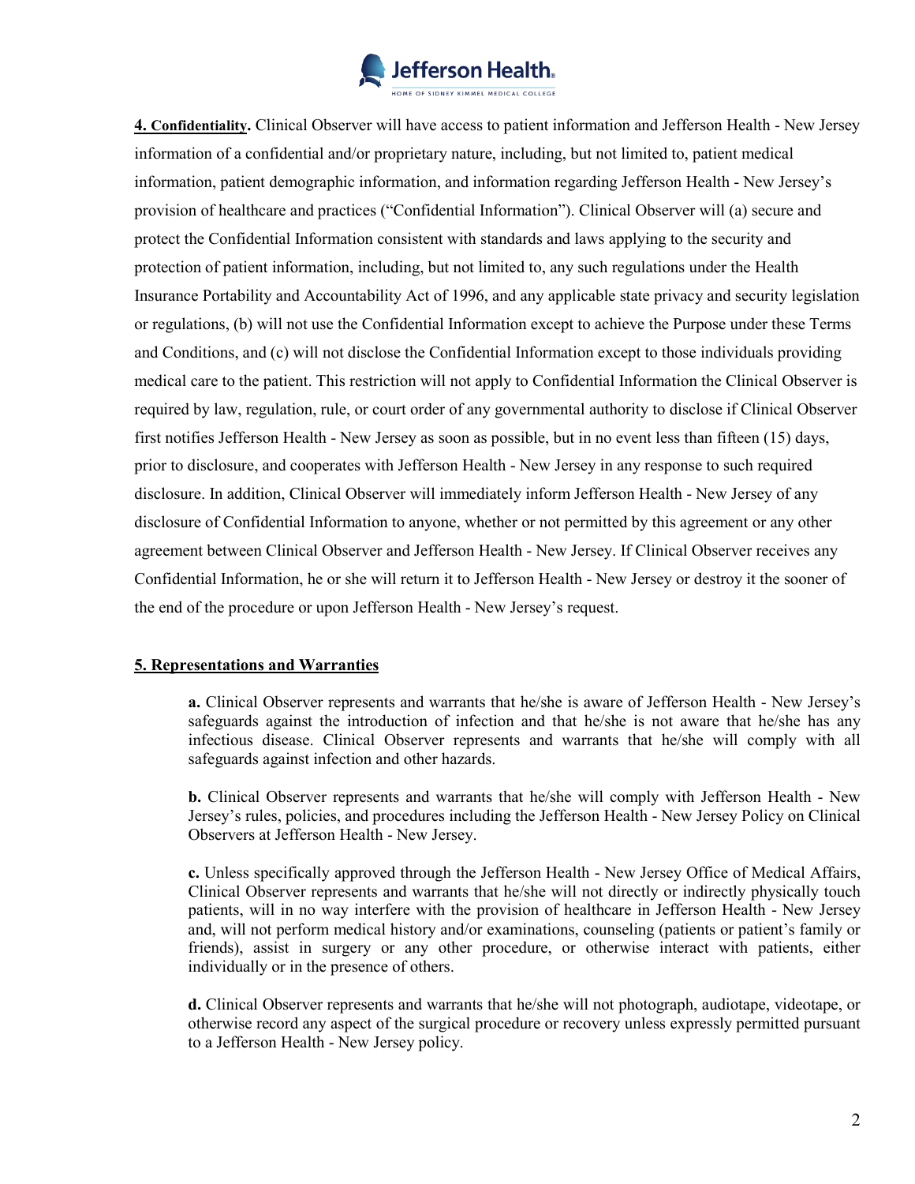**4. Confidentiality.** Clinical Observer will have access to patient information and Jefferson Health - New Jersey information of a confidential and/or proprietary nature, including, but not limited to, patient medical information, patient demographic information, and information regarding Jefferson Health - New Jersey's provision of healthcare and practices ("Confidential Information"). Clinical Observer will (a) secure and protect the Confidential Information consistent with standards and laws applying to the security and protection of patient information, including, but not limited to, any such regulations under the Health Insurance Portability and Accountability Act of 1996, and any applicable state privacy and security legislation or regulations, (b) will not use the Confidential Information except to achieve the Purpose under these Terms and Conditions, and (c) will not disclose the Confidential Information except to those individuals providing medical care to the patient. This restriction will not apply to Confidential Information the Clinical Observer is required by law, regulation, rule, or court order of any governmental authority to disclose if Clinical Observer first notifies Jefferson Health - New Jersey as soon as possible, but in no event less than fifteen (15) days, prior to disclosure, and cooperates with Jefferson Health - New Jersey in any response to such required disclosure. In addition, Clinical Observer will immediately inform Jefferson Health - New Jersey of any disclosure of Confidential Information to anyone, whether or not permitted by this agreement or any other agreement between Clinical Observer and Jefferson Health - New Jersey. If Clinical Observer receives any Confidential Information, he or she will return it to Jefferson Health - New Jersey or destroy it the sooner of the end of the procedure or upon Jefferson Health - New Jersey's request.

**5. Representations and Warranties**

**a.** Clinical Observer represents and warrants that he/she is aware of Jefferson Health - New Jersey's safeguards against the introduction of infection and that he/she is not aware that he/she has any infectious disease. Clinical Observer represents and warrants that he/she will comply with all safeguards against infection and other hazards.

**b.** Clinical Observer represents and warrants that he/she will comply with Jefferson Health - New Jersey's rules, policies, and procedures including the Jefferson Health - New Jersey Policy on Clinical Observers at Jefferson Health - New Jersey.

**c.** Unless specifically approved through the Jefferson Health - New Jersey Office of Medical Affairs, Clinical Observer represents and warrants that he/she will not directly or indirectly physically touch patients, will in no way interfere with the provision of healthcare in Jefferson Health - New Jersey and, will not perform medical history and/or examinations, counseling (patients or patient's family or friends), assist in surgery or any other procedure, or otherwise interact with patients, either individually or in the presence of others.

**d.** Clinical Observer represents and warrants that he/she will not photograph, audiotape, videotape, or otherwise record any aspect of the surgical procedure or recovery unless expressly permitted pursuant to a Jefferson Health - New Jersey policy.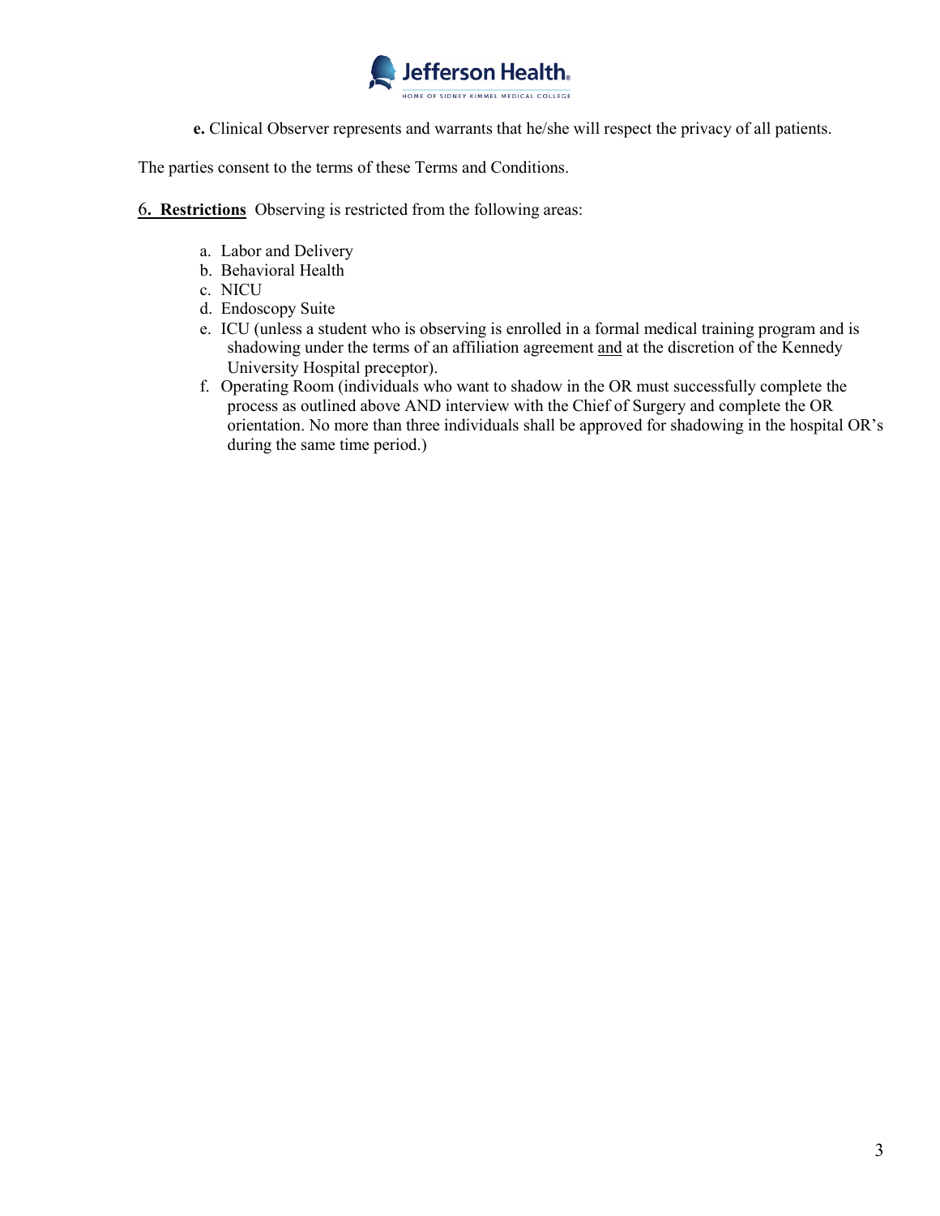**e.** Clinical Observer represents and warrants that he/she will respect the privacy of all patients.

The parties consent to the terms of these Terms and Conditions.

6**. Restrictions** Observing is restricted from the following areas:

a. Labor and Delivery
b. Behavioral Health
c. NICU
d. Endoscopy Suite
e. ICU (unless a student who is observing is enrolled in a formal medical training program and is shadowing under the terms of an affiliation agreement and at the discretion of the Kennedy University Hospital preceptor).
f. Operating Room (individuals who want to shadow in the OR must successfully complete the process as outlined above AND interview with the Chief of Surgery and complete the OR orientation. No more than three individuals shall be approved for shadowing in the hospital OR's during the same time period.)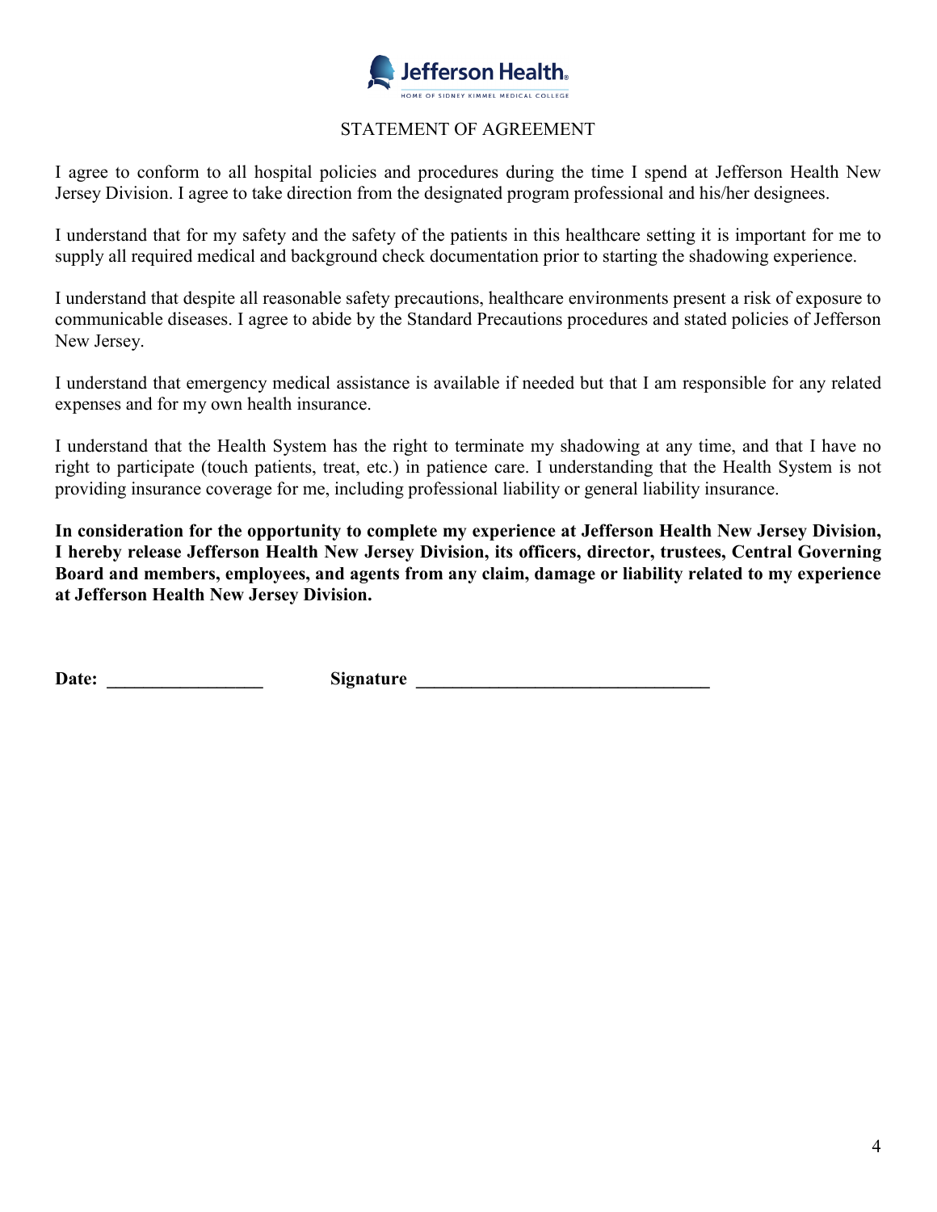Jefferson Health.

HOME OF SIDNEY KIMMEL MEDICAL COLLEGE

## STATEMENT OF AGREEMENT

I agree to conform to all hospital policies and procedures during the time I spend at Jefferson Health New Jersey Division. I agree to take direction from the designated program professional and his/her designees.

I understand that for my safety and the safety of the patients in this healthcare setting it is important for me to supply all required medical and background check documentation prior to starting the shadowing experience.

I understand that despite all reasonable safety precautions, healthcare environments present a risk of exposure to communicable diseases. I agree to abide by the Standard Precautions procedures and stated policies of Jefferson New Jersey.

I understand that emergency medical assistance is available if needed but that I am responsible for any related expenses and for my own health insurance.

I understand that the Health System has the right to terminate my shadowing at any time, and that I have no right to participate (touch patients, treat, etc.) in patience care. I understanding that the Health System is not providing insurance coverage for me, including professional liability or general liability insurance.

**In consideration for the opportunity to complete my experience at Jefferson Health New Jersey Division, I hereby release Jefferson Health New Jersey Division, its officers, director, trustees, Central Governing Board and members, employees, and agents from any claim, damage or liability related to my experience at Jefferson Health New Jersey Division.**

**Date:** _________________ **Signature** ________________________________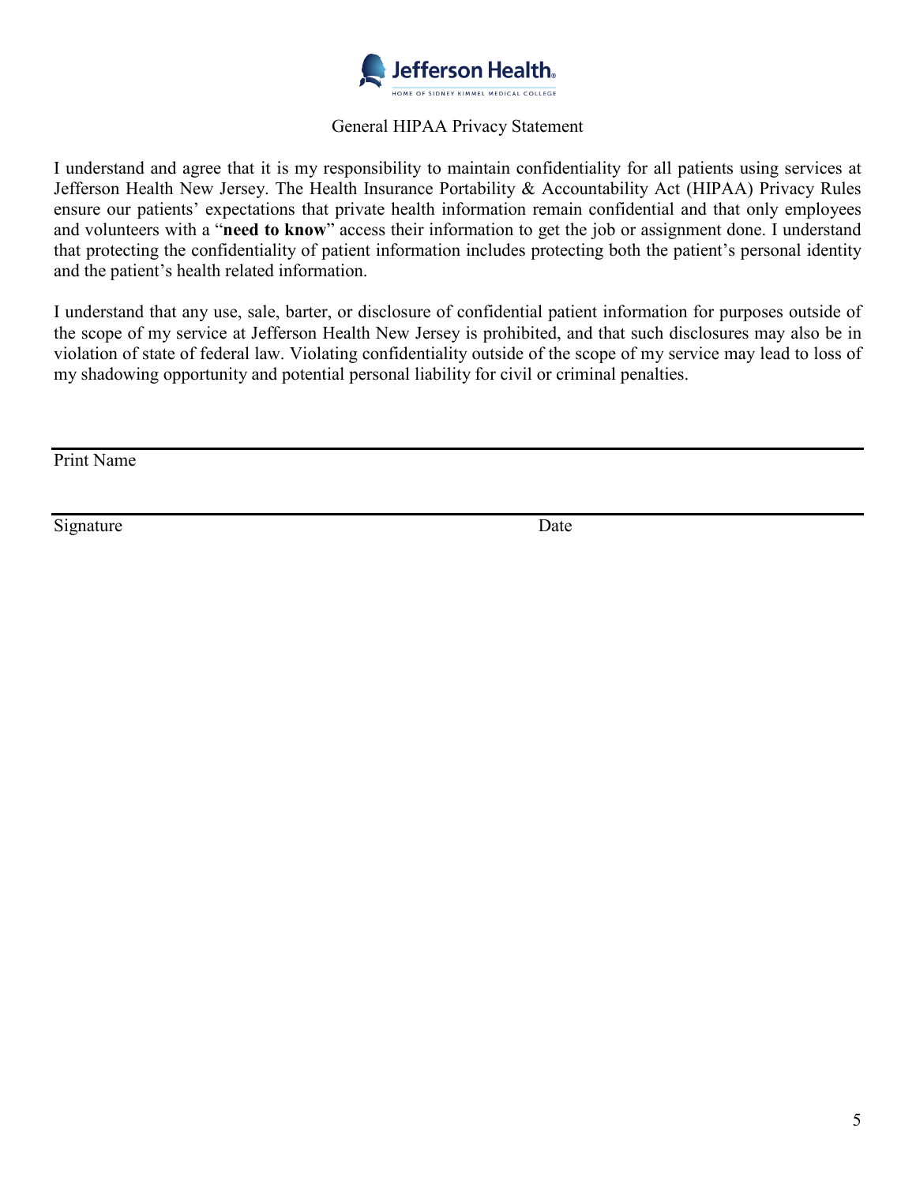Jefferson Health.
HOME OF SIDNEY KIMMEL MEDICAL COLLEGE

General HIPAA Privacy Statement

I understand and agree that it is my responsibility to maintain confidentiality for all patients using services at Jefferson Health New Jersey. The Health Insurance Portability & Accountability Act (HIPAA) Privacy Rules ensure our patients' expectations that private health information remain confidential and that only employees and volunteers with a "**need to know**" access their information to get the job or assignment done. I understand that protecting the confidentiality of patient information includes protecting both the patient's personal identity and the patient's health related information.

I understand that any use, sale, barter, or disclosure of confidential patient information for purposes outside of the scope of my service at Jefferson Health New Jersey is prohibited, and that such disclosures may also be in violation of state of federal law. Violating confidentiality outside of the scope of my service may lead to loss of my shadowing opportunity and potential personal liability for civil or criminal penalties.

\_\_\_\_\_\_\_\_\_\_\_\_\_\_\_\_\_\_\_\_\_\_\_\_\_\_\_\_\_\_\_\_\_\_\_\_\_\_\_\_
Print Name

\_\_\_\_\_\_\_\_\_\_\_\_\_\_\_\_\_\_\_\_\_\_\_\_\_\_\_\_\_\_\_\_\_\_\_\_\_\_\_\_
Signature Date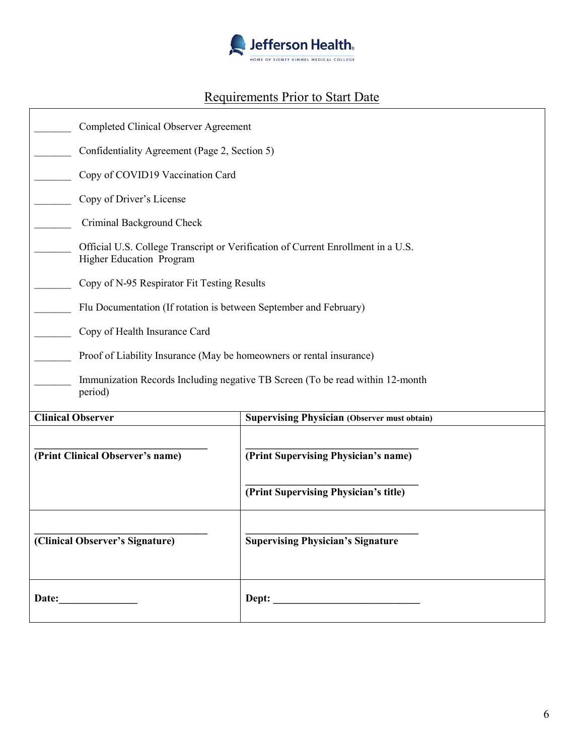Jefferson Health.
HOME OF SIDNEY KIMMEL MEDICAL COLLEGE

## Requirements Prior to Start Date

_______ Completed Clinical Observer Agreement

_______ Confidentiality Agreement (Page 2, Section 5)

_______ Copy of COVID19 Vaccination Card

_______ Copy of Driver's License

_______ Criminal Background Check

_______ Official U.S. College Transcript or Verification of Current Enrollment in a U.S. Higher Education Program

_______ Copy of N-95 Respirator Fit Testing Results

_______ Flu Documentation (If rotation is between September and February)

_______ Copy of Health Insurance Card

_______ Proof of Liability Insurance (May be homeowners or rental insurance)

_______ Immunization Records Including negative TB Screen (To be read within 12-month period)

| **Clinical Observer** | **Supervising Physician (Observer must obtain)** |
|---|---|
| ______________________________<br>**(Print Clinical Observer's name)** | ______________________________<br>**(Print Supervising Physician's name)**<br><br>______________________________<br>**(Print Supervising Physician's title)** |
| ______________________________<br>**(Clinical Observer's Signature)** | ______________________________<br>**Supervising Physician's Signature** |
| **Date:**_______________ | **Dept:** ____________________________ |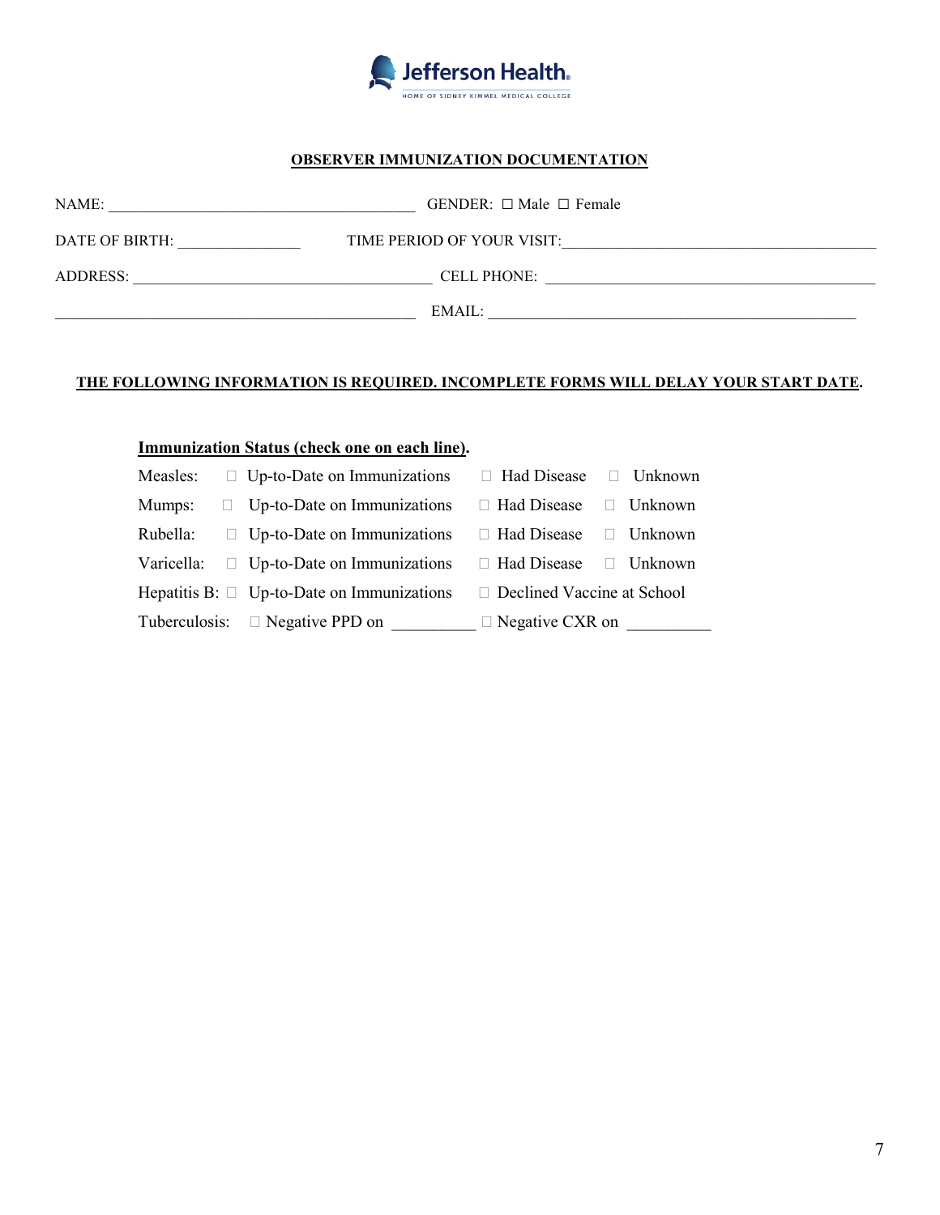Jefferson Health
HOME OF SIDNEY KIMMEL MEDICAL COLLEGE

**OBSERVER IMMUNIZATION DOCUMENTATION**

NAME: ________________________________________ GENDER: ☐ Male ☐ Female

DATE OF BIRTH: ________________ TIME PERIOD OF YOUR VISIT: ________________________________________

ADDRESS: ________________________________________ CELL PHONE: ________________________________________

________________________________________________ EMAIL: ________________________________________________

**THE FOLLOWING INFORMATION IS REQUIRED. INCOMPLETE FORMS WILL DELAY YOUR START DATE.**

**Immunization Status (check one on each line).**

| | | | |
|---|---|---|---|
| Measles: | ☐ Up-to-Date on Immunizations | ☐ Had Disease | ☐ Unknown |
| Mumps: | ☐ Up-to-Date on Immunizations | ☐ Had Disease | ☐ Unknown |
| Rubella: | ☐ Up-to-Date on Immunizations | ☐ Had Disease | ☐ Unknown |
| Varicella: | ☐ Up-to-Date on Immunizations | ☐ Had Disease | ☐ Unknown |
| Hepatitis B: | ☐ Up-to-Date on Immunizations | ☐ Declined Vaccine at School | |
| Tuberculosis: | ☐ Negative PPD on __________ | ☐ Negative CXR on __________ | |